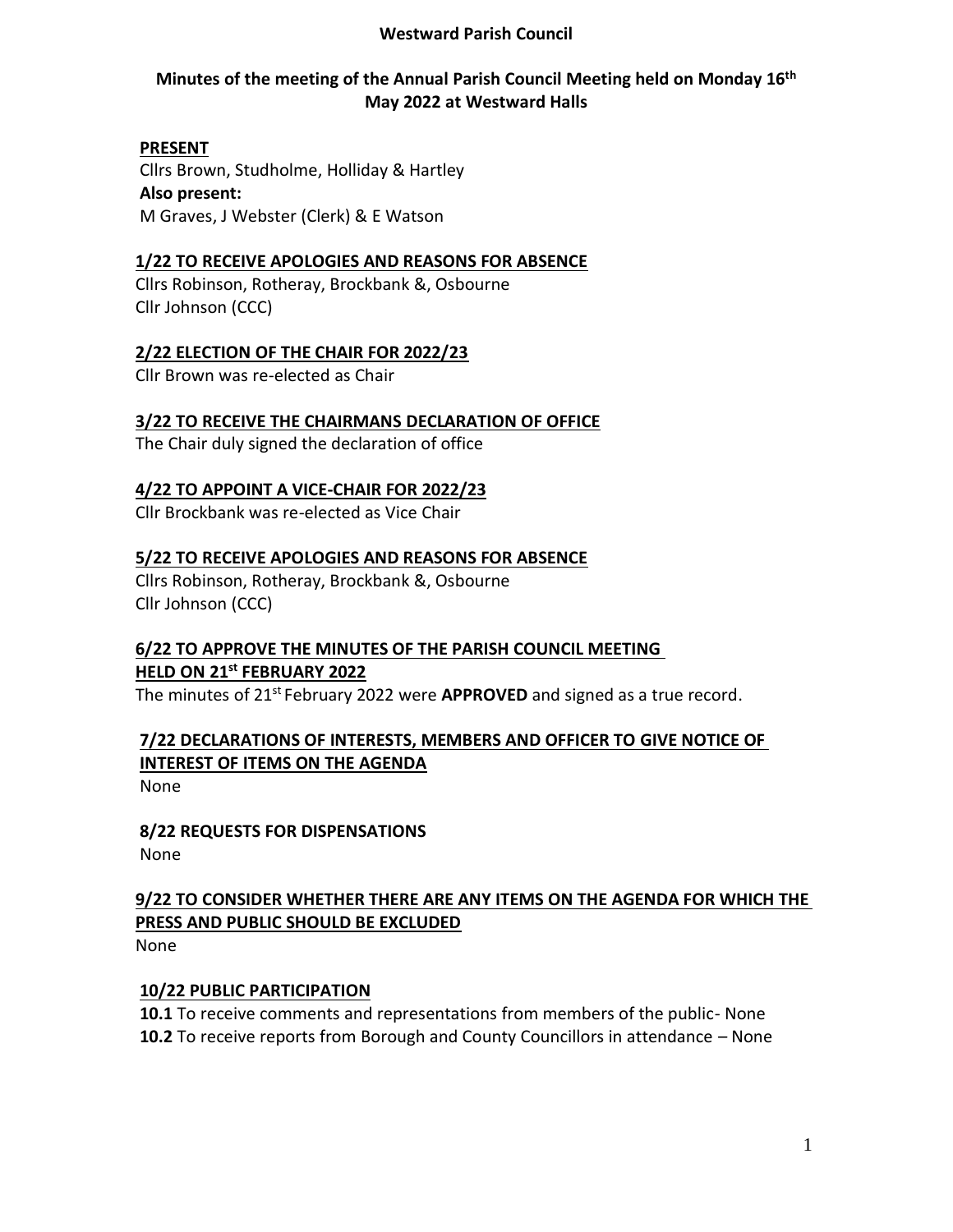# Westward Parish Council

## Minutes of the meeting of the Annual Parish Council Meeting held on Monday 16th May 2022 at Westward Halls

**PRESENT**

Cllrs Brown, Studholme, Holliday & Hartley

**Also present:**

M Graves, J Webster (Clerk) & E Watson

**1/22 TO RECEIVE APOLOGIES AND REASONS FOR ABSENCE**

Cllrs Robinson, Rotheray, Brockbank &, Osbourne
Cllr Johnson (CCC)

**2/22 ELECTION OF THE CHAIR FOR 2022/23**

Cllr Brown was re-elected as Chair

**3/22 TO RECEIVE THE CHAIRMANS DECLARATION OF OFFICE**

The Chair duly signed the declaration of office

**4/22 TO APPOINT A VICE-CHAIR FOR 2022/23**

Cllr Brockbank was re-elected as Vice Chair

**5/22 TO RECEIVE APOLOGIES AND REASONS FOR ABSENCE**

Cllrs Robinson, Rotheray, Brockbank &, Osbourne
Cllr Johnson (CCC)

**6/22 TO APPROVE THE MINUTES OF THE PARISH COUNCIL MEETING HELD ON 21st FEBRUARY 2022**

The minutes of 21st February 2022 were **APPROVED** and signed as a true record.

**7/22 DECLARATIONS OF INTERESTS, MEMBERS AND OFFICER TO GIVE NOTICE OF INTEREST OF ITEMS ON THE AGENDA**

None

**8/22 REQUESTS FOR DISPENSATIONS**

None

**9/22 TO CONSIDER WHETHER THERE ARE ANY ITEMS ON THE AGENDA FOR WHICH THE PRESS AND PUBLIC SHOULD BE EXCLUDED**

None

**10/22 PUBLIC PARTICIPATION**

**10.1** To receive comments and representations from members of the public- None
**10.2** To receive reports from Borough and County Councillors in attendance – None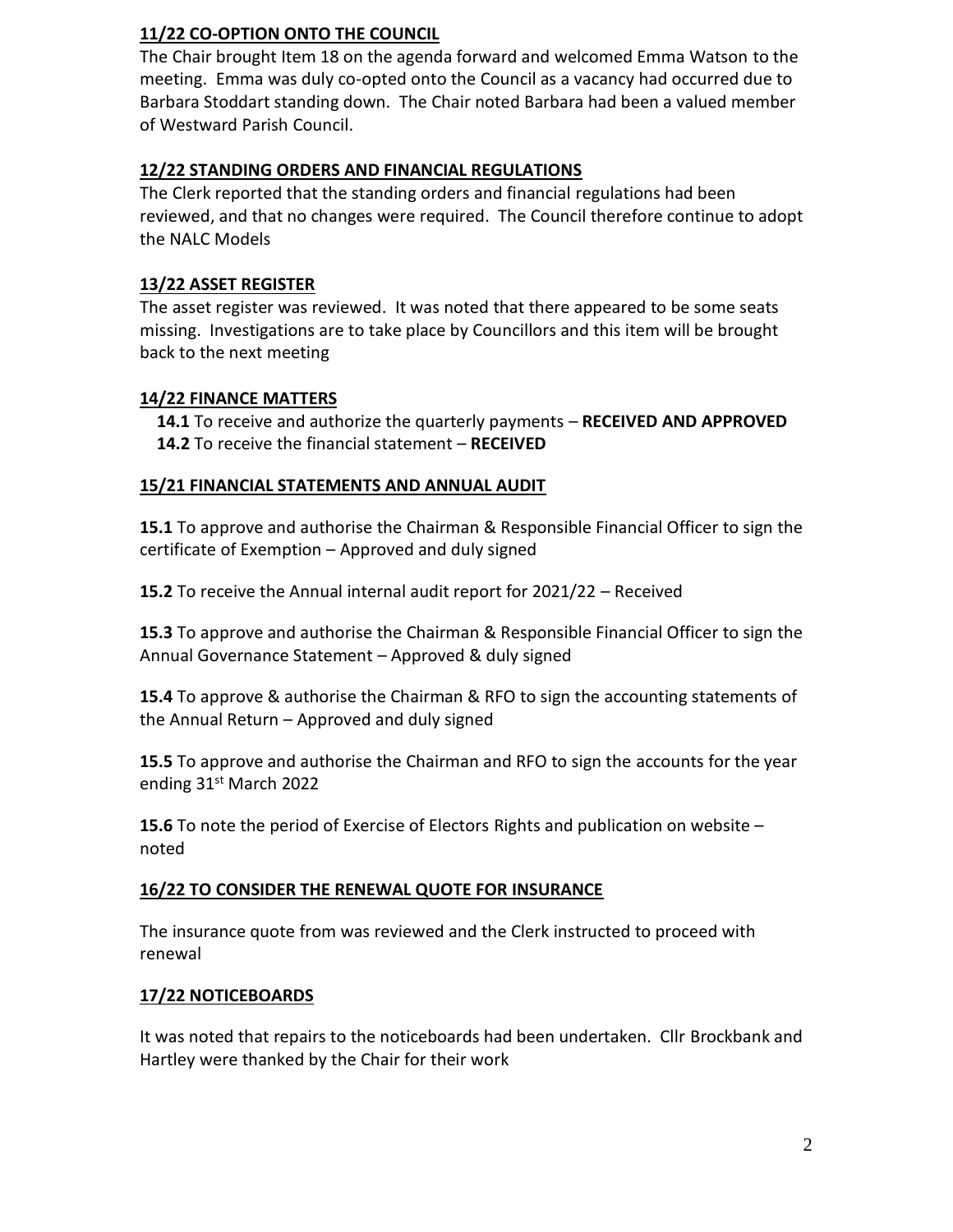## 11/22 CO-OPTION ONTO THE COUNCIL

The Chair brought Item 18 on the agenda forward and welcomed Emma Watson to the meeting. Emma was duly co-opted onto the Council as a vacancy had occurred due to Barbara Stoddart standing down. The Chair noted Barbara had been a valued member of Westward Parish Council.

## 12/22 STANDING ORDERS AND FINANCIAL REGULATIONS

The Clerk reported that the standing orders and financial regulations had been reviewed, and that no changes were required. The Council therefore continue to adopt the NALC Models

## 13/22 ASSET REGISTER

The asset register was reviewed. It was noted that there appeared to be some seats missing. Investigations are to take place by Councillors and this item will be brought back to the next meeting

## 14/22 FINANCE MATTERS

**14.1** To receive and authorize the quarterly payments – **RECEIVED AND APPROVED**
**14.2** To receive the financial statement – **RECEIVED**

## 15/21 FINANCIAL STATEMENTS AND ANNUAL AUDIT

**15.1** To approve and authorise the Chairman & Responsible Financial Officer to sign the certificate of Exemption – Approved and duly signed

**15.2** To receive the Annual internal audit report for 2021/22 – Received

**15.3** To approve and authorise the Chairman & Responsible Financial Officer to sign the Annual Governance Statement – Approved & duly signed

**15.4** To approve & authorise the Chairman & RFO to sign the accounting statements of the Annual Return – Approved and duly signed

**15.5** To approve and authorise the Chairman and RFO to sign the accounts for the year ending 31st March 2022

**15.6** To note the period of Exercise of Electors Rights and publication on website – noted

## 16/22 TO CONSIDER THE RENEWAL QUOTE FOR INSURANCE

The insurance quote from was reviewed and the Clerk instructed to proceed with renewal

## 17/22 NOTICEBOARDS

It was noted that repairs to the noticeboards had been undertaken. Cllr Brockbank and Hartley were thanked by the Chair for their work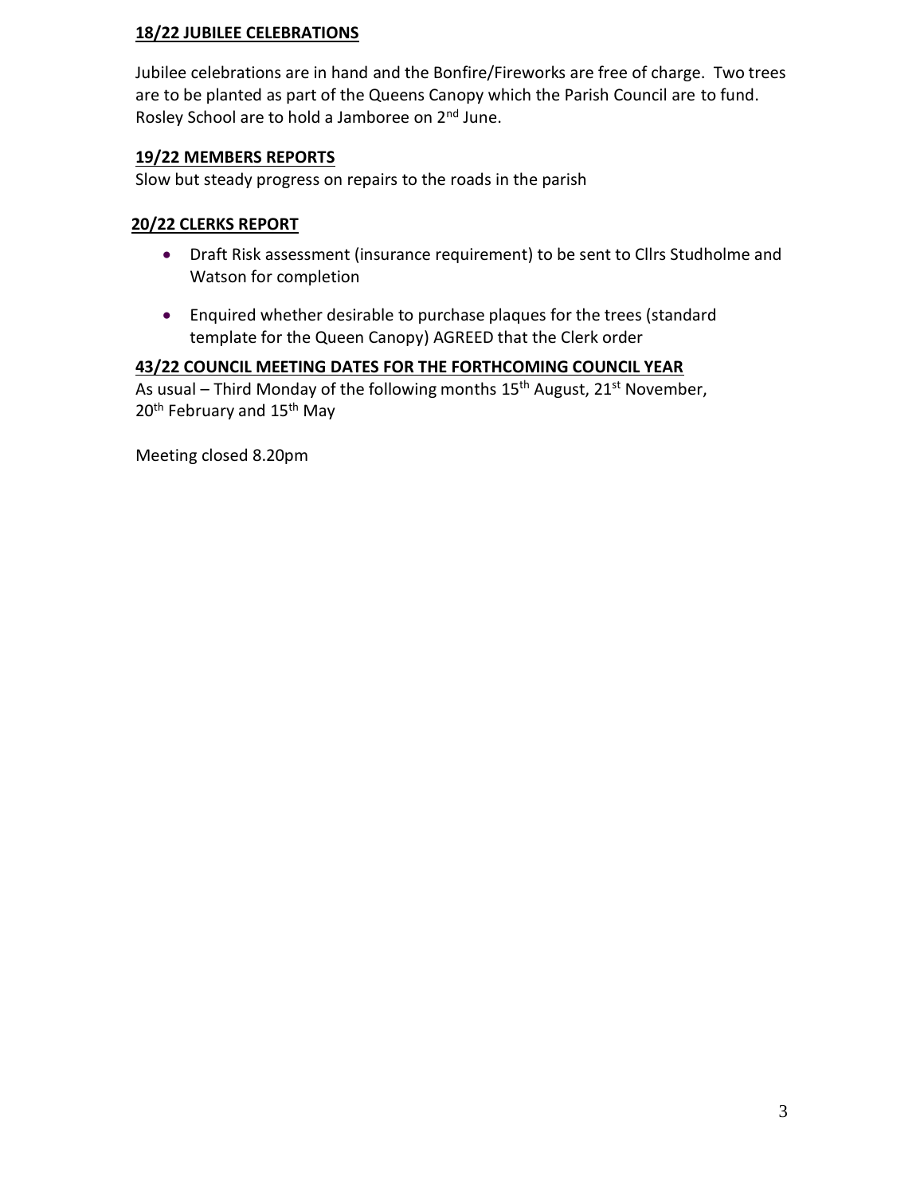**18/22 JUBILEE CELEBRATIONS**

Jubilee celebrations are in hand and the Bonfire/Fireworks are free of charge. Two trees are to be planted as part of the Queens Canopy which the Parish Council are to fund. Rosley School are to hold a Jamboree on 2nd June.

**19/22 MEMBERS REPORTS**

Slow but steady progress on repairs to the roads in the parish

**20/22 CLERKS REPORT**

- Draft Risk assessment (insurance requirement) to be sent to Cllrs Studholme and Watson for completion
- Enquired whether desirable to purchase plaques for the trees (standard template for the Queen Canopy) AGREED that the Clerk order

**43/22 COUNCIL MEETING DATES FOR THE FORTHCOMING COUNCIL YEAR**

As usual – Third Monday of the following months 15th August, 21st November, 20th February and 15th May

Meeting closed 8.20pm